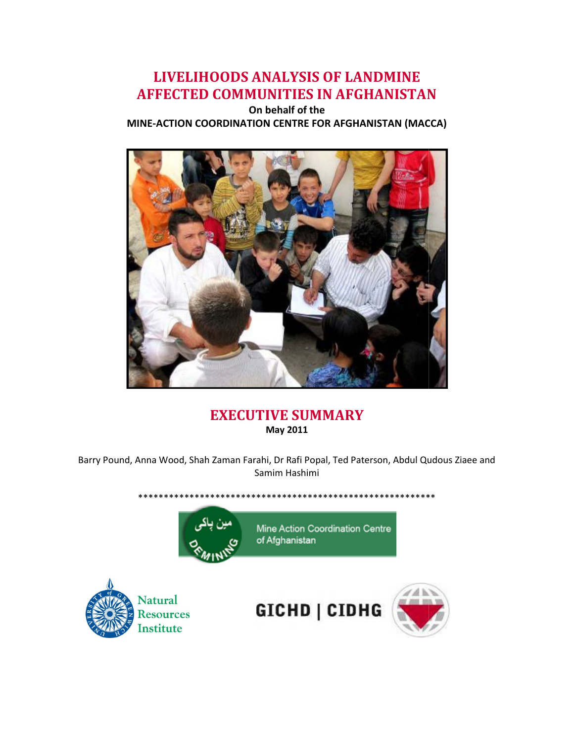# LIVELIHOODS ANALYSIS OF LANDMINE AFFECTED COMMUNITIES IN AFGHANISTAN

**On behalf of the**

**MINE-ACTION COORDINATION CENTRE FOR AFGHANISTAN (MACCA)**

## EXECUTIVE SUMMARY

**May 2011**

Barry Pound, Anna Wood, Shah Zaman Farahi, Dr Rafi Popal, Ted Paterson, Abdul Qudous Ziaee and Samim Hashimi

************************************************************

مین پاکی DEMINING Mine Action Coordination Centre of Afghanistan

Natural Resources Institute

GICHD | CIDHG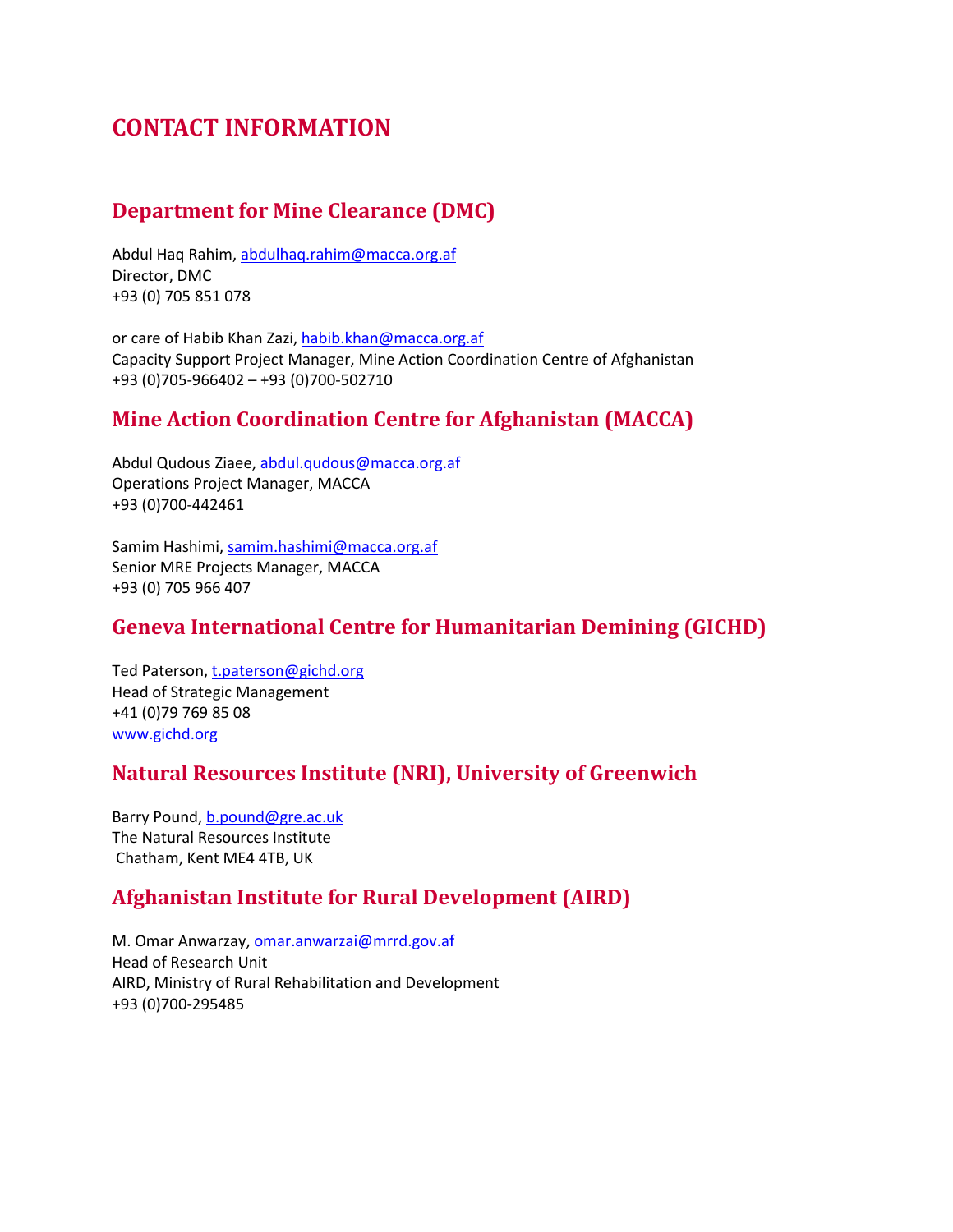# CONTACT INFORMATION

## Department for Mine Clearance (DMC)

Abdul Haq Rahim, abdulhaq.rahim@macca.org.af
Director, DMC
+93 (0) 705 851 078

or care of Habib Khan Zazi, habib.khan@macca.org.af
Capacity Support Project Manager, Mine Action Coordination Centre of Afghanistan
+93 (0)705-966402 – +93 (0)700-502710

## Mine Action Coordination Centre for Afghanistan (MACCA)

Abdul Qudous Ziaee, abdul.qudous@macca.org.af
Operations Project Manager, MACCA
+93 (0)700-442461

Samim Hashimi, samim.hashimi@macca.org.af
Senior MRE Projects Manager, MACCA
+93 (0) 705 966 407

## Geneva International Centre for Humanitarian Demining (GICHD)

Ted Paterson, t.paterson@gichd.org
Head of Strategic Management
+41 (0)79 769 85 08
www.gichd.org

## Natural Resources Institute (NRI), University of Greenwich

Barry Pound, b.pound@gre.ac.uk
The Natural Resources Institute
Chatham, Kent ME4 4TB, UK

## Afghanistan Institute for Rural Development (AIRD)

M. Omar Anwarzay, omar.anwarzai@mrrd.gov.af
Head of Research Unit
AIRD, Ministry of Rural Rehabilitation and Development
+93 (0)700-295485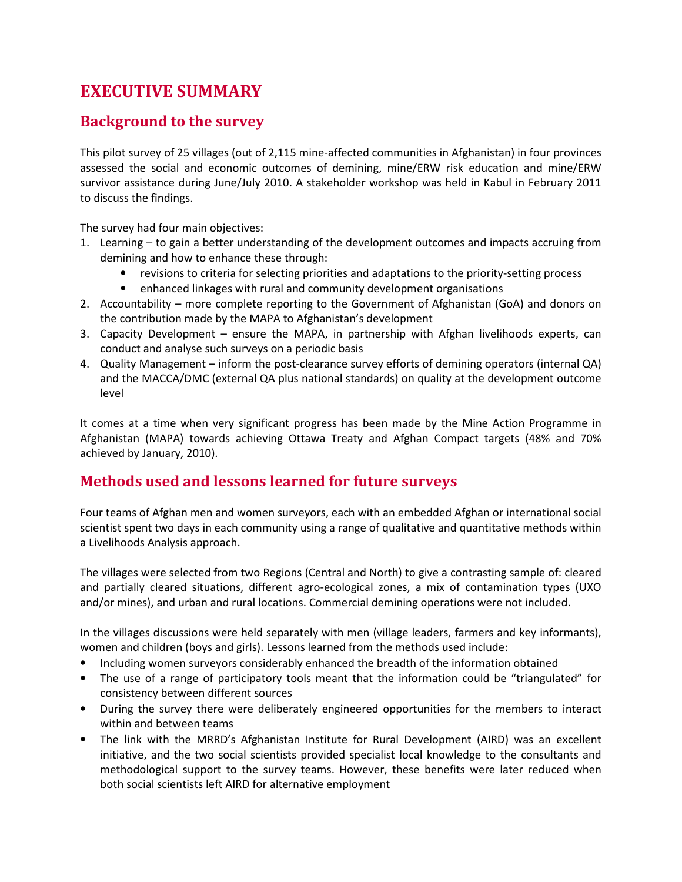# EXECUTIVE SUMMARY

## Background to the survey

This pilot survey of 25 villages (out of 2,115 mine-affected communities in Afghanistan) in four provinces assessed the social and economic outcomes of demining, mine/ERW risk education and mine/ERW survivor assistance during June/July 2010. A stakeholder workshop was held in Kabul in February 2011 to discuss the findings.

The survey had four main objectives:

1. Learning – to gain a better understanding of the development outcomes and impacts accruing from demining and how to enhance these through:
    - revisions to criteria for selecting priorities and adaptations to the priority-setting process
    - enhanced linkages with rural and community development organisations
2. Accountability – more complete reporting to the Government of Afghanistan (GoA) and donors on the contribution made by the MAPA to Afghanistan's development
3. Capacity Development – ensure the MAPA, in partnership with Afghan livelihoods experts, can conduct and analyse such surveys on a periodic basis
4. Quality Management – inform the post-clearance survey efforts of demining operators (internal QA) and the MACCA/DMC (external QA plus national standards) on quality at the development outcome level

It comes at a time when very significant progress has been made by the Mine Action Programme in Afghanistan (MAPA) towards achieving Ottawa Treaty and Afghan Compact targets (48% and 70% achieved by January, 2010).

## Methods used and lessons learned for future surveys

Four teams of Afghan men and women surveyors, each with an embedded Afghan or international social scientist spent two days in each community using a range of qualitative and quantitative methods within a Livelihoods Analysis approach.

The villages were selected from two Regions (Central and North) to give a contrasting sample of: cleared and partially cleared situations, different agro-ecological zones, a mix of contamination types (UXO and/or mines), and urban and rural locations. Commercial demining operations were not included.

In the villages discussions were held separately with men (village leaders, farmers and key informants), women and children (boys and girls). Lessons learned from the methods used include:

- Including women surveyors considerably enhanced the breadth of the information obtained
- The use of a range of participatory tools meant that the information could be "triangulated" for consistency between different sources
- During the survey there were deliberately engineered opportunities for the members to interact within and between teams
- The link with the MRRD's Afghanistan Institute for Rural Development (AIRD) was an excellent initiative, and the two social scientists provided specialist local knowledge to the consultants and methodological support to the survey teams. However, these benefits were later reduced when both social scientists left AIRD for alternative employment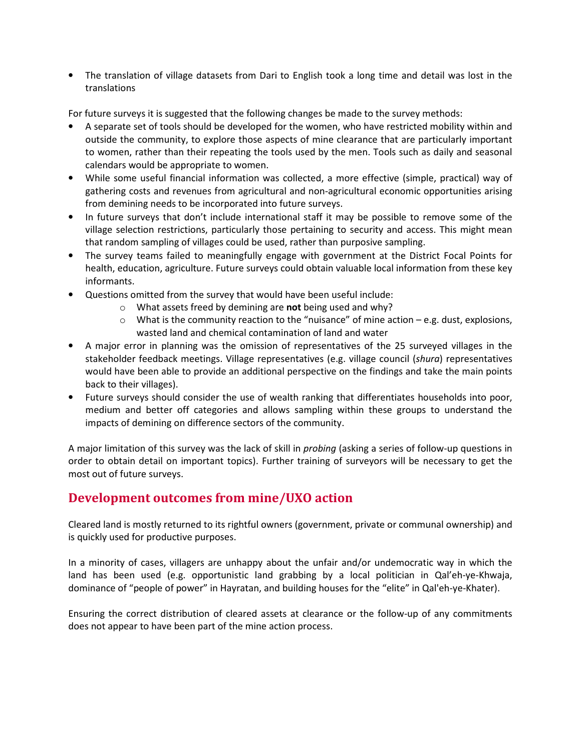- The translation of village datasets from Dari to English took a long time and detail was lost in the translations

For future surveys it is suggested that the following changes be made to the survey methods:

- A separate set of tools should be developed for the women, who have restricted mobility within and outside the community, to explore those aspects of mine clearance that are particularly important to women, rather than their repeating the tools used by the men. Tools such as daily and seasonal calendars would be appropriate to women.
- While some useful financial information was collected, a more effective (simple, practical) way of gathering costs and revenues from agricultural and non-agricultural economic opportunities arising from demining needs to be incorporated into future surveys.
- In future surveys that don't include international staff it may be possible to remove some of the village selection restrictions, particularly those pertaining to security and access. This might mean that random sampling of villages could be used, rather than purposive sampling.
- The survey teams failed to meaningfully engage with government at the District Focal Points for health, education, agriculture. Future surveys could obtain valuable local information from these key informants.
- Questions omitted from the survey that would have been useful include:
    - What assets freed by demining are **not** being used and why?
    - What is the community reaction to the "nuisance" of mine action – e.g. dust, explosions, wasted land and chemical contamination of land and water
- A major error in planning was the omission of representatives of the 25 surveyed villages in the stakeholder feedback meetings. Village representatives (e.g. village council (*shura*) representatives would have been able to provide an additional perspective on the findings and take the main points back to their villages).
- Future surveys should consider the use of wealth ranking that differentiates households into poor, medium and better off categories and allows sampling within these groups to understand the impacts of demining on difference sectors of the community.

A major limitation of this survey was the lack of skill in *probing* (asking a series of follow-up questions in order to obtain detail on important topics). Further training of surveyors will be necessary to get the most out of future surveys.

## Development outcomes from mine/UXO action

Cleared land is mostly returned to its rightful owners (government, private or communal ownership) and is quickly used for productive purposes.

In a minority of cases, villagers are unhappy about the unfair and/or undemocratic way in which the land has been used (e.g. opportunistic land grabbing by a local politician in Qal'eh-ye-Khwaja, dominance of "people of power" in Hayratan, and building houses for the "elite" in Qal'eh-ye-Khater).

Ensuring the correct distribution of cleared assets at clearance or the follow-up of any commitments does not appear to have been part of the mine action process.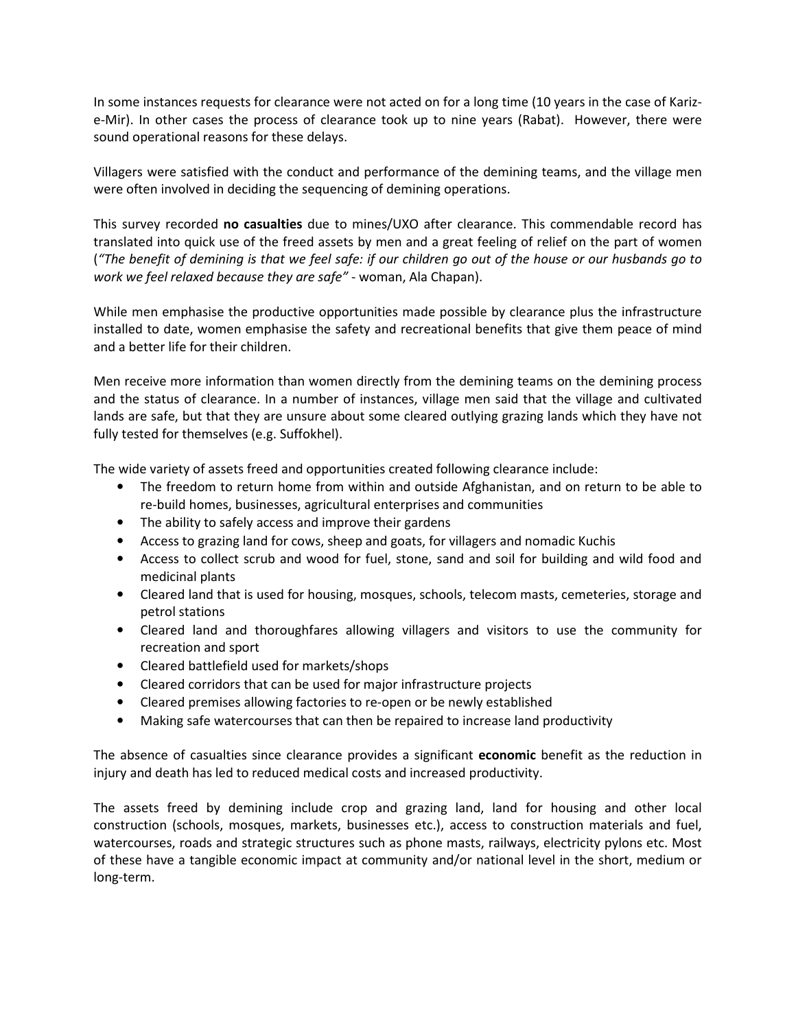In some instances requests for clearance were not acted on for a long time (10 years in the case of Kariz-e-Mir). In other cases the process of clearance took up to nine years (Rabat). However, there were sound operational reasons for these delays.

Villagers were satisfied with the conduct and performance of the demining teams, and the village men were often involved in deciding the sequencing of demining operations.

This survey recorded **no casualties** due to mines/UXO after clearance. This commendable record has translated into quick use of the freed assets by men and a great feeling of relief on the part of women (*"The benefit of demining is that we feel safe: if our children go out of the house or our husbands go to work we feel relaxed because they are safe"* - woman, Ala Chapan).

While men emphasise the productive opportunities made possible by clearance plus the infrastructure installed to date, women emphasise the safety and recreational benefits that give them peace of mind and a better life for their children.

Men receive more information than women directly from the demining teams on the demining process and the status of clearance. In a number of instances, village men said that the village and cultivated lands are safe, but that they are unsure about some cleared outlying grazing lands which they have not fully tested for themselves (e.g. Suffokhel).

The wide variety of assets freed and opportunities created following clearance include:

- The freedom to return home from within and outside Afghanistan, and on return to be able to re-build homes, businesses, agricultural enterprises and communities
- The ability to safely access and improve their gardens
- Access to grazing land for cows, sheep and goats, for villagers and nomadic Kuchis
- Access to collect scrub and wood for fuel, stone, sand and soil for building and wild food and medicinal plants
- Cleared land that is used for housing, mosques, schools, telecom masts, cemeteries, storage and petrol stations
- Cleared land and thoroughfares allowing villagers and visitors to use the community for recreation and sport
- Cleared battlefield used for markets/shops
- Cleared corridors that can be used for major infrastructure projects
- Cleared premises allowing factories to re-open or be newly established
- Making safe watercourses that can then be repaired to increase land productivity

The absence of casualties since clearance provides a significant **economic** benefit as the reduction in injury and death has led to reduced medical costs and increased productivity.

The assets freed by demining include crop and grazing land, land for housing and other local construction (schools, mosques, markets, businesses etc.), access to construction materials and fuel, watercourses, roads and strategic structures such as phone masts, railways, electricity pylons etc. Most of these have a tangible economic impact at community and/or national level in the short, medium or long-term.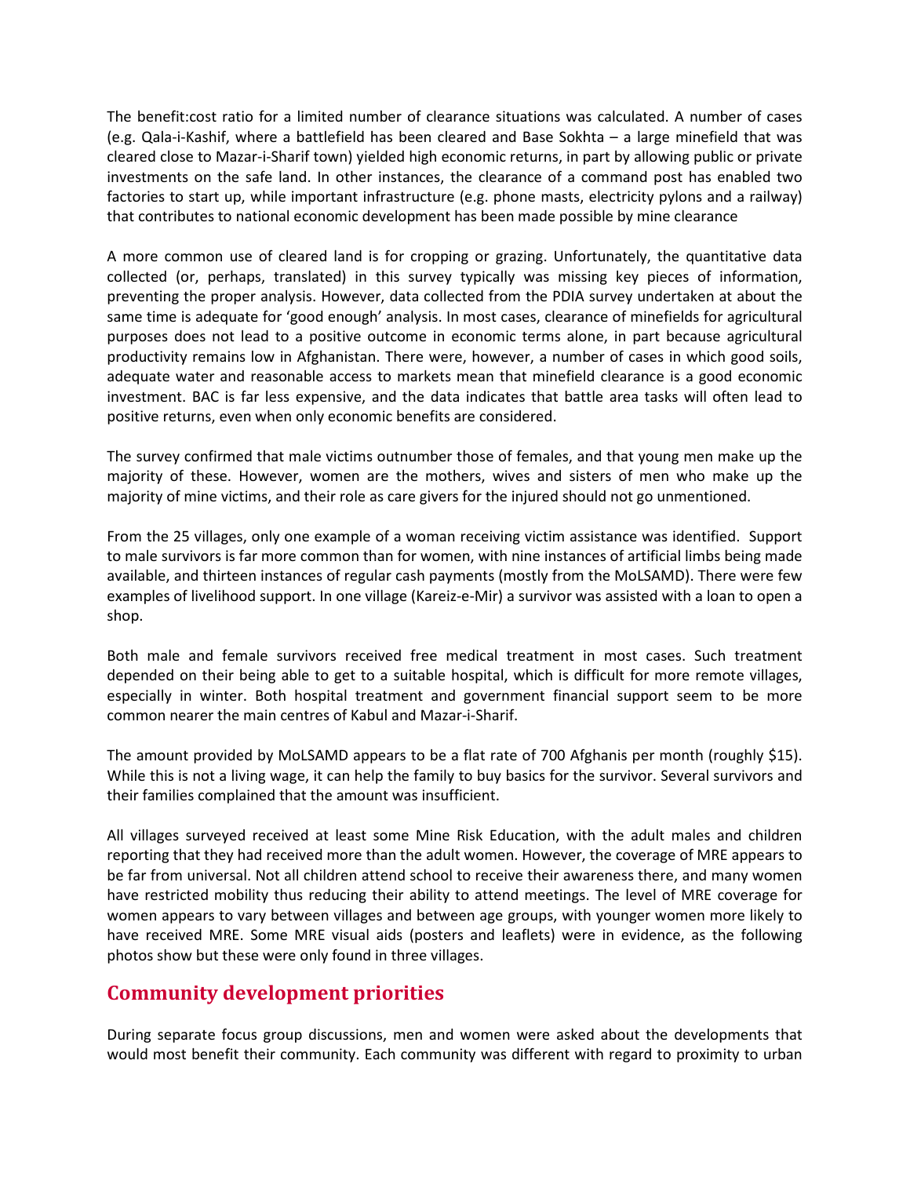The benefit:cost ratio for a limited number of clearance situations was calculated. A number of cases (e.g. Qala-i-Kashif, where a battlefield has been cleared and Base Sokhta – a large minefield that was cleared close to Mazar-i-Sharif town) yielded high economic returns, in part by allowing public or private investments on the safe land. In other instances, the clearance of a command post has enabled two factories to start up, while important infrastructure (e.g. phone masts, electricity pylons and a railway) that contributes to national economic development has been made possible by mine clearance

A more common use of cleared land is for cropping or grazing. Unfortunately, the quantitative data collected (or, perhaps, translated) in this survey typically was missing key pieces of information, preventing the proper analysis. However, data collected from the PDIA survey undertaken at about the same time is adequate for 'good enough' analysis. In most cases, clearance of minefields for agricultural purposes does not lead to a positive outcome in economic terms alone, in part because agricultural productivity remains low in Afghanistan. There were, however, a number of cases in which good soils, adequate water and reasonable access to markets mean that minefield clearance is a good economic investment. BAC is far less expensive, and the data indicates that battle area tasks will often lead to positive returns, even when only economic benefits are considered.

The survey confirmed that male victims outnumber those of females, and that young men make up the majority of these. However, women are the mothers, wives and sisters of men who make up the majority of mine victims, and their role as care givers for the injured should not go unmentioned.

From the 25 villages, only one example of a woman receiving victim assistance was identified. Support to male survivors is far more common than for women, with nine instances of artificial limbs being made available, and thirteen instances of regular cash payments (mostly from the MoLSAMD). There were few examples of livelihood support. In one village (Kareiz-e-Mir) a survivor was assisted with a loan to open a shop.

Both male and female survivors received free medical treatment in most cases. Such treatment depended on their being able to get to a suitable hospital, which is difficult for more remote villages, especially in winter. Both hospital treatment and government financial support seem to be more common nearer the main centres of Kabul and Mazar-i-Sharif.

The amount provided by MoLSAMD appears to be a flat rate of 700 Afghanis per month (roughly $15). While this is not a living wage, it can help the family to buy basics for the survivor. Several survivors and their families complained that the amount was insufficient.

All villages surveyed received at least some Mine Risk Education, with the adult males and children reporting that they had received more than the adult women. However, the coverage of MRE appears to be far from universal. Not all children attend school to receive their awareness there, and many women have restricted mobility thus reducing their ability to attend meetings. The level of MRE coverage for women appears to vary between villages and between age groups, with younger women more likely to have received MRE. Some MRE visual aids (posters and leaflets) were in evidence, as the following photos show but these were only found in three villages.

## Community development priorities

During separate focus group discussions, men and women were asked about the developments that would most benefit their community. Each community was different with regard to proximity to urban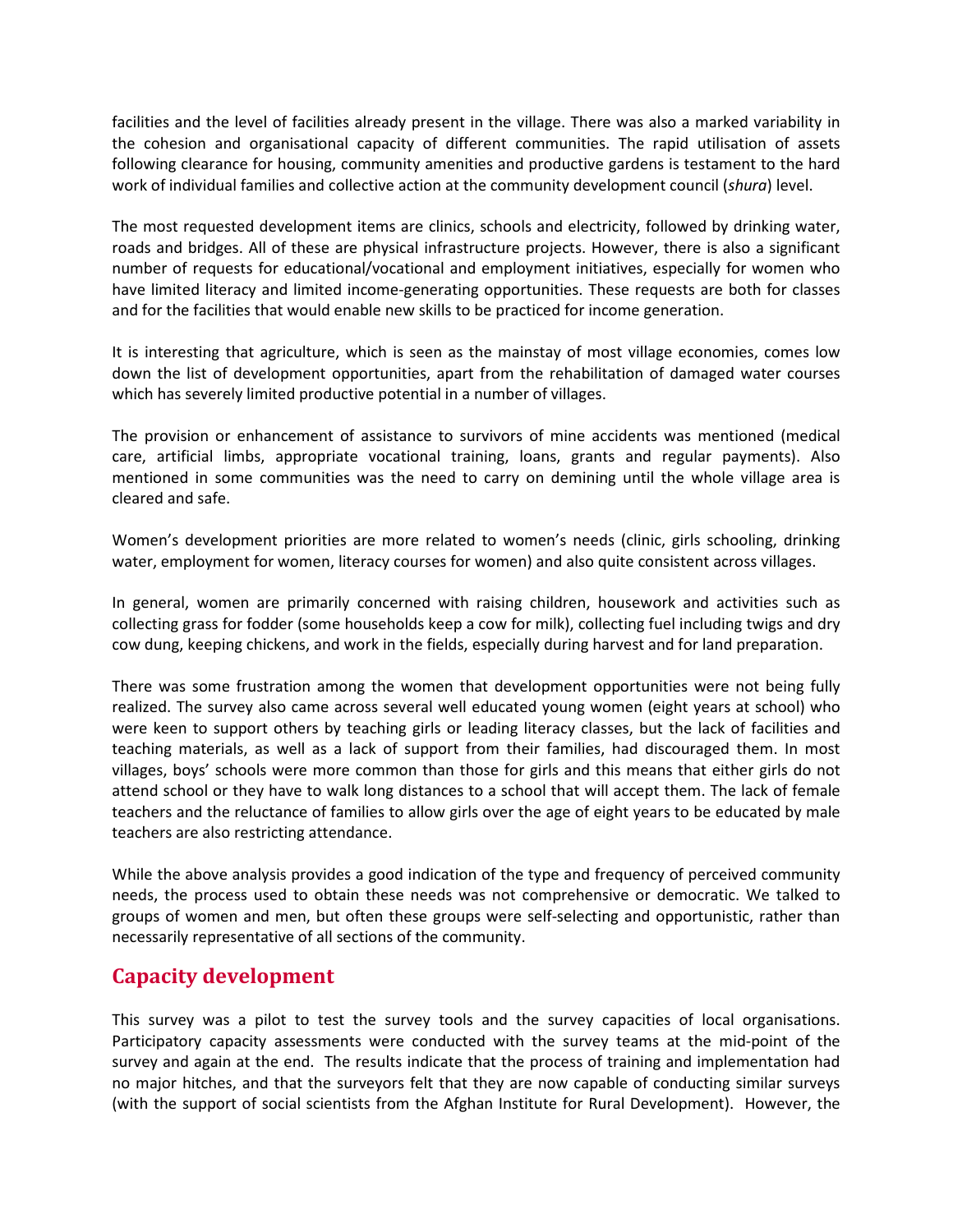facilities and the level of facilities already present in the village. There was also a marked variability in the cohesion and organisational capacity of different communities. The rapid utilisation of assets following clearance for housing, community amenities and productive gardens is testament to the hard work of individual families and collective action at the community development council (*shura*) level.

The most requested development items are clinics, schools and electricity, followed by drinking water, roads and bridges. All of these are physical infrastructure projects. However, there is also a significant number of requests for educational/vocational and employment initiatives, especially for women who have limited literacy and limited income-generating opportunities. These requests are both for classes and for the facilities that would enable new skills to be practiced for income generation.

It is interesting that agriculture, which is seen as the mainstay of most village economies, comes low down the list of development opportunities, apart from the rehabilitation of damaged water courses which has severely limited productive potential in a number of villages.

The provision or enhancement of assistance to survivors of mine accidents was mentioned (medical care, artificial limbs, appropriate vocational training, loans, grants and regular payments). Also mentioned in some communities was the need to carry on demining until the whole village area is cleared and safe.

Women's development priorities are more related to women's needs (clinic, girls schooling, drinking water, employment for women, literacy courses for women) and also quite consistent across villages.

In general, women are primarily concerned with raising children, housework and activities such as collecting grass for fodder (some households keep a cow for milk), collecting fuel including twigs and dry cow dung, keeping chickens, and work in the fields, especially during harvest and for land preparation.

There was some frustration among the women that development opportunities were not being fully realized. The survey also came across several well educated young women (eight years at school) who were keen to support others by teaching girls or leading literacy classes, but the lack of facilities and teaching materials, as well as a lack of support from their families, had discouraged them. In most villages, boys' schools were more common than those for girls and this means that either girls do not attend school or they have to walk long distances to a school that will accept them. The lack of female teachers and the reluctance of families to allow girls over the age of eight years to be educated by male teachers are also restricting attendance.

While the above analysis provides a good indication of the type and frequency of perceived community needs, the process used to obtain these needs was not comprehensive or democratic. We talked to groups of women and men, but often these groups were self-selecting and opportunistic, rather than necessarily representative of all sections of the community.

## Capacity development

This survey was a pilot to test the survey tools and the survey capacities of local organisations. Participatory capacity assessments were conducted with the survey teams at the mid-point of the survey and again at the end. The results indicate that the process of training and implementation had no major hitches, and that the surveyors felt that they are now capable of conducting similar surveys (with the support of social scientists from the Afghan Institute for Rural Development). However, the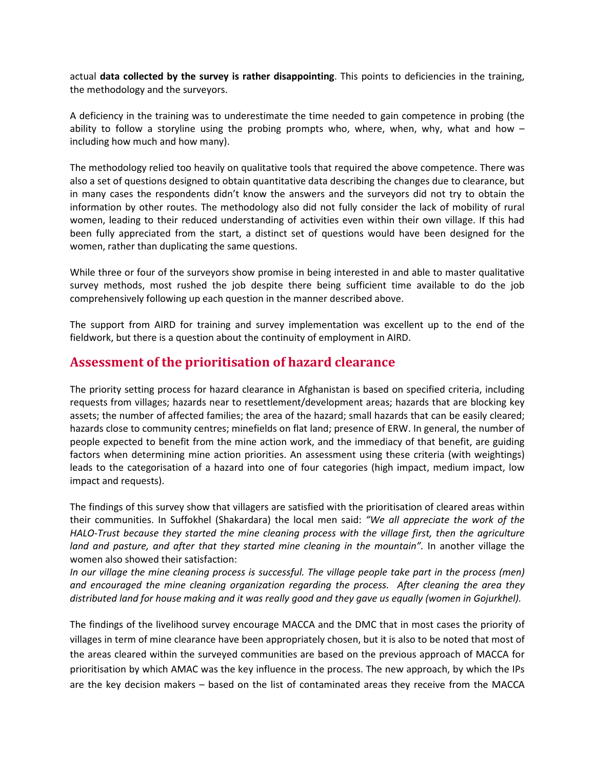actual **data collected by the survey is rather disappointing**. This points to deficiencies in the training, the methodology and the surveyors.

A deficiency in the training was to underestimate the time needed to gain competence in probing (the ability to follow a storyline using the probing prompts who, where, when, why, what and how – including how much and how many).

The methodology relied too heavily on qualitative tools that required the above competence. There was also a set of questions designed to obtain quantitative data describing the changes due to clearance, but in many cases the respondents didn't know the answers and the surveyors did not try to obtain the information by other routes. The methodology also did not fully consider the lack of mobility of rural women, leading to their reduced understanding of activities even within their own village. If this had been fully appreciated from the start, a distinct set of questions would have been designed for the women, rather than duplicating the same questions.

While three or four of the surveyors show promise in being interested in and able to master qualitative survey methods, most rushed the job despite there being sufficient time available to do the job comprehensively following up each question in the manner described above.

The support from AIRD for training and survey implementation was excellent up to the end of the fieldwork, but there is a question about the continuity of employment in AIRD.

## Assessment of the prioritisation of hazard clearance

The priority setting process for hazard clearance in Afghanistan is based on specified criteria, including requests from villages; hazards near to resettlement/development areas; hazards that are blocking key assets; the number of affected families; the area of the hazard; small hazards that can be easily cleared; hazards close to community centres; minefields on flat land; presence of ERW. In general, the number of people expected to benefit from the mine action work, and the immediacy of that benefit, are guiding factors when determining mine action priorities. An assessment using these criteria (with weightings) leads to the categorisation of a hazard into one of four categories (high impact, medium impact, low impact and requests).

The findings of this survey show that villagers are satisfied with the prioritisation of cleared areas within their communities. In Suffokhel (Shakardara) the local men said: *"We all appreciate the work of the HALO-Trust because they started the mine cleaning process with the village first, then the agriculture land and pasture, and after that they started mine cleaning in the mountain".* In another village the women also showed their satisfaction:
*In our village the mine cleaning process is successful. The village people take part in the process (men) and encouraged the mine cleaning organization regarding the process. After cleaning the area they distributed land for house making and it was really good and they gave us equally (women in Gojurkhel).*

The findings of the livelihood survey encourage MACCA and the DMC that in most cases the priority of villages in term of mine clearance have been appropriately chosen, but it is also to be noted that most of the areas cleared within the surveyed communities are based on the previous approach of MACCA for prioritisation by which AMAC was the key influence in the process. The new approach, by which the IPs are the key decision makers – based on the list of contaminated areas they receive from the MACCA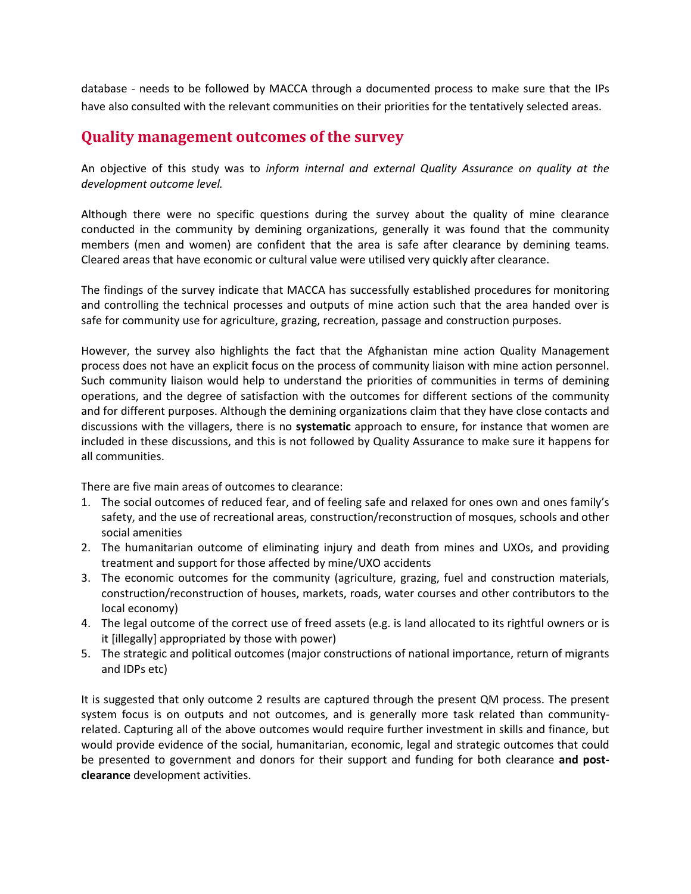database - needs to be followed by MACCA through a documented process to make sure that the IPs have also consulted with the relevant communities on their priorities for the tentatively selected areas.

## Quality management outcomes of the survey

An objective of this study was to *inform internal and external Quality Assurance on quality at the development outcome level.*

Although there were no specific questions during the survey about the quality of mine clearance conducted in the community by demining organizations, generally it was found that the community members (men and women) are confident that the area is safe after clearance by demining teams. Cleared areas that have economic or cultural value were utilised very quickly after clearance.

The findings of the survey indicate that MACCA has successfully established procedures for monitoring and controlling the technical processes and outputs of mine action such that the area handed over is safe for community use for agriculture, grazing, recreation, passage and construction purposes.

However, the survey also highlights the fact that the Afghanistan mine action Quality Management process does not have an explicit focus on the process of community liaison with mine action personnel. Such community liaison would help to understand the priorities of communities in terms of demining operations, and the degree of satisfaction with the outcomes for different sections of the community and for different purposes. Although the demining organizations claim that they have close contacts and discussions with the villagers, there is no **systematic** approach to ensure, for instance that women are included in these discussions, and this is not followed by Quality Assurance to make sure it happens for all communities.

There are five main areas of outcomes to clearance:

1. The social outcomes of reduced fear, and of feeling safe and relaxed for ones own and ones family's safety, and the use of recreational areas, construction/reconstruction of mosques, schools and other social amenities
2. The humanitarian outcome of eliminating injury and death from mines and UXOs, and providing treatment and support for those affected by mine/UXO accidents
3. The economic outcomes for the community (agriculture, grazing, fuel and construction materials, construction/reconstruction of houses, markets, roads, water courses and other contributors to the local economy)
4. The legal outcome of the correct use of freed assets (e.g. is land allocated to its rightful owners or is it [illegally] appropriated by those with power)
5. The strategic and political outcomes (major constructions of national importance, return of migrants and IDPs etc)

It is suggested that only outcome 2 results are captured through the present QM process. The present system focus is on outputs and not outcomes, and is generally more task related than community-related. Capturing all of the above outcomes would require further investment in skills and finance, but would provide evidence of the social, humanitarian, economic, legal and strategic outcomes that could be presented to government and donors for their support and funding for both clearance **and post-clearance** development activities.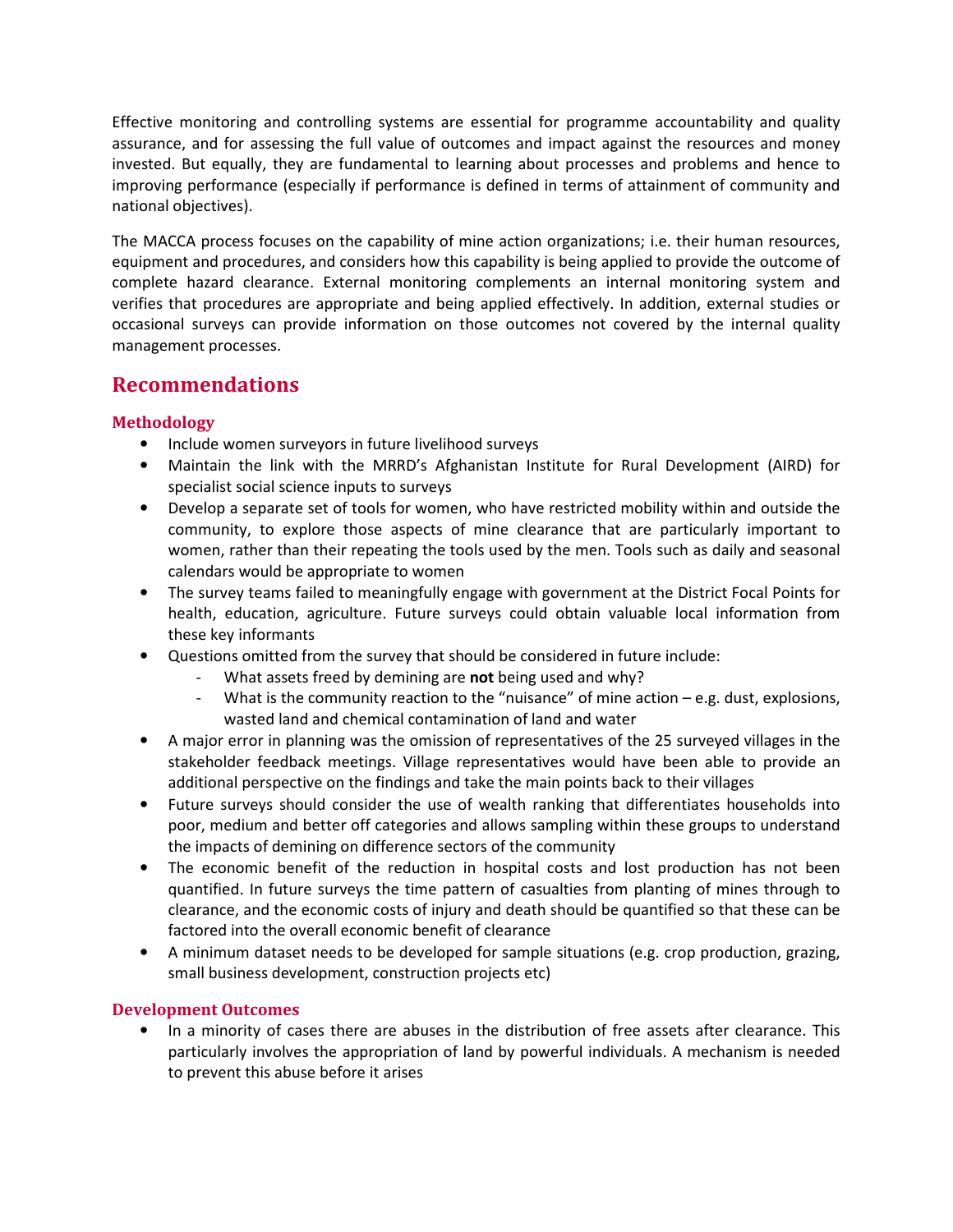Effective monitoring and controlling systems are essential for programme accountability and quality assurance, and for assessing the full value of outcomes and impact against the resources and money invested. But equally, they are fundamental to learning about processes and problems and hence to improving performance (especially if performance is defined in terms of attainment of community and national objectives).

The MACCA process focuses on the capability of mine action organizations; i.e. their human resources, equipment and procedures, and considers how this capability is being applied to provide the outcome of complete hazard clearance. External monitoring complements an internal monitoring system and verifies that procedures are appropriate and being applied effectively. In addition, external studies or occasional surveys can provide information on those outcomes not covered by the internal quality management processes.

## Recommendations

### Methodology

- Include women surveyors in future livelihood surveys
- Maintain the link with the MRRD's Afghanistan Institute for Rural Development (AIRD) for specialist social science inputs to surveys
- Develop a separate set of tools for women, who have restricted mobility within and outside the community, to explore those aspects of mine clearance that are particularly important to women, rather than their repeating the tools used by the men. Tools such as daily and seasonal calendars would be appropriate to women
- The survey teams failed to meaningfully engage with government at the District Focal Points for health, education, agriculture. Future surveys could obtain valuable local information from these key informants
- Questions omitted from the survey that should be considered in future include:
  - What assets freed by demining are **not** being used and why?
  - What is the community reaction to the "nuisance" of mine action – e.g. dust, explosions, wasted land and chemical contamination of land and water
- A major error in planning was the omission of representatives of the 25 surveyed villages in the stakeholder feedback meetings. Village representatives would have been able to provide an additional perspective on the findings and take the main points back to their villages
- Future surveys should consider the use of wealth ranking that differentiates households into poor, medium and better off categories and allows sampling within these groups to understand the impacts of demining on difference sectors of the community
- The economic benefit of the reduction in hospital costs and lost production has not been quantified. In future surveys the time pattern of casualties from planting of mines through to clearance, and the economic costs of injury and death should be quantified so that these can be factored into the overall economic benefit of clearance
- A minimum dataset needs to be developed for sample situations (e.g. crop production, grazing, small business development, construction projects etc)

### Development Outcomes

- In a minority of cases there are abuses in the distribution of free assets after clearance. This particularly involves the appropriation of land by powerful individuals. A mechanism is needed to prevent this abuse before it arises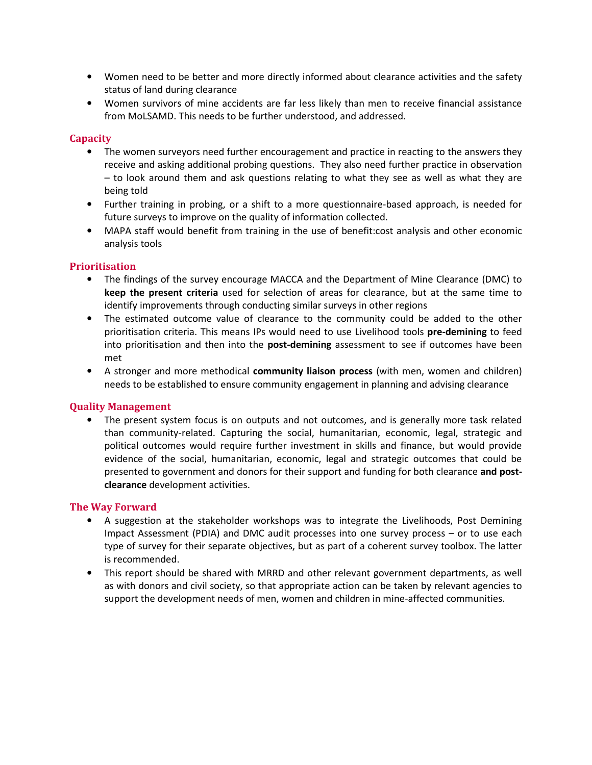- Women need to be better and more directly informed about clearance activities and the safety status of land during clearance
- Women survivors of mine accidents are far less likely than men to receive financial assistance from MoLSAMD. This needs to be further understood, and addressed.

### Capacity

- The women surveyors need further encouragement and practice in reacting to the answers they receive and asking additional probing questions. They also need further practice in observation – to look around them and ask questions relating to what they see as well as what they are being told
- Further training in probing, or a shift to a more questionnaire-based approach, is needed for future surveys to improve on the quality of information collected.
- MAPA staff would benefit from training in the use of benefit:cost analysis and other economic analysis tools

### Prioritisation

- The findings of the survey encourage MACCA and the Department of Mine Clearance (DMC) to **keep the present criteria** used for selection of areas for clearance, but at the same time to identify improvements through conducting similar surveys in other regions
- The estimated outcome value of clearance to the community could be added to the other prioritisation criteria. This means IPs would need to use Livelihood tools **pre-demining** to feed into prioritisation and then into the **post-demining** assessment to see if outcomes have been met
- A stronger and more methodical **community liaison process** (with men, women and children) needs to be established to ensure community engagement in planning and advising clearance

### Quality Management

- The present system focus is on outputs and not outcomes, and is generally more task related than community-related. Capturing the social, humanitarian, economic, legal, strategic and political outcomes would require further investment in skills and finance, but would provide evidence of the social, humanitarian, economic, legal and strategic outcomes that could be presented to government and donors for their support and funding for both clearance **and post-clearance** development activities.

### The Way Forward

- A suggestion at the stakeholder workshops was to integrate the Livelihoods, Post Demining Impact Assessment (PDIA) and DMC audit processes into one survey process – or to use each type of survey for their separate objectives, but as part of a coherent survey toolbox. The latter is recommended.
- This report should be shared with MRRD and other relevant government departments, as well as with donors and civil society, so that appropriate action can be taken by relevant agencies to support the development needs of men, women and children in mine-affected communities.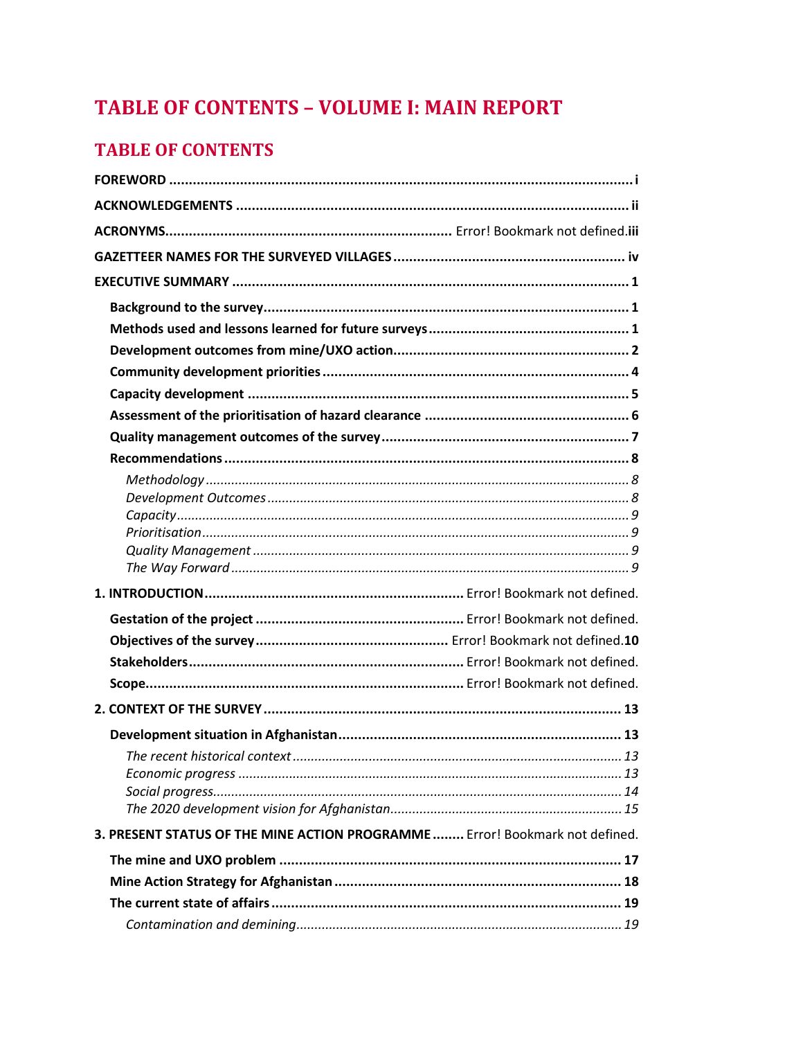# TABLE OF CONTENTS – VOLUME I: MAIN REPORT

## TABLE OF CONTENTS

**FOREWORD** ..................................................................................................... **i**

**ACKNOWLEDGEMENTS** ................................................................................... **ii**

**ACRONYMS**........................................................................ Error! Bookmark not defined.**iii**

**GAZETTEER NAMES FOR THE SURVEYED VILLAGES** ............................................... **iv**

**EXECUTIVE SUMMARY** .................................................................................... **1**

- **Background to the survey**............................................................................ **1**
- **Methods used and lessons learned for future surveys**.................................... **1**
- **Development outcomes from mine/UXO action**............................................... **2**
- **Community development priorities** ............................................................... **4**
- **Capacity development** ................................................................................ **5**
- **Assessment of the prioritisation of hazard clearance** ...................................... **6**
- **Quality management outcomes of the survey**................................................. **7**
- **Recommendations** ..................................................................................... **8**
  - *Methodology* ............................................................................................ *8*
  - *Development Outcomes* ............................................................................ *8*
  - *Capacity* .................................................................................................. *9*
  - *Prioritisation* ........................................................................................... *9*
  - *Quality Management* ................................................................................ *9*
  - *The Way Forward* ..................................................................................... *9*

**1. INTRODUCTION**.......................................................... Error! Bookmark not defined.

- **Gestation of the project** .................................................. Error! Bookmark not defined.
- **Objectives of the survey**................................................ Error! Bookmark not defined.**10**
- **Stakeholders**.................................................................. Error! Bookmark not defined.
- **Scope**............................................................................. Error! Bookmark not defined.

**2. CONTEXT OF THE SURVEY** ................................................................................ **13**

- **Development situation in Afghanistan**.......................................................... **13**
  - *The recent historical context* ..................................................................... *13*
  - *Economic progress* ................................................................................... *13*
  - *Social progress*......................................................................................... *14*
  - *The 2020 development vision for Afghanistan*.............................................. *15*

**3. PRESENT STATUS OF THE MINE ACTION PROGRAMME** ........ Error! Bookmark not defined.

- **The mine and UXO problem** ....................................................................... **17**
- **Mine Action Strategy for Afghanistan** ........................................................... **18**
- **The current state of affairs** .......................................................................... **19**
  - *Contamination and demining*...................................................................... *19*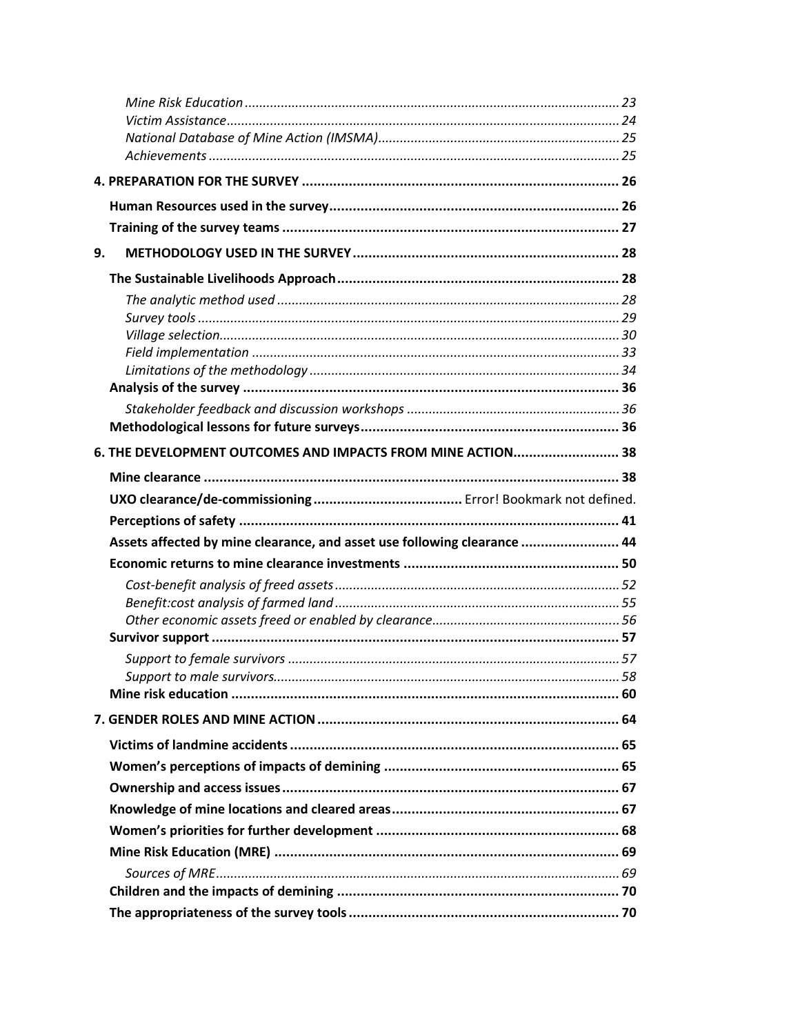*Mine Risk Education* ........................................................................................................ 23
*Victim Assistance* ............................................................................................................. 24
*National Database of Mine Action (IMSMA)* .................................................................. 25
*Achievements* .................................................................................................................. 25

**4. PREPARATION FOR THE SURVEY** ................................................................................. 26

**Human Resources used in the survey** .......................................................................... 26

**Training of the survey teams** ....................................................................................... 27

**9. METHODOLOGY USED IN THE SURVEY** ................................................................... 28

**The Sustainable Livelihoods Approach** ........................................................................ 28

*The analytic method used* ............................................................................................... 28
*Survey tools* ..................................................................................................................... 29
*Village selection* .............................................................................................................. 30
*Field implementation* ..................................................................................................... 33
*Limitations of the methodology* ..................................................................................... 34

**Analysis of the survey** ................................................................................................... 36

*Stakeholder feedback and discussion workshops* .......................................................... 36

**Methodological lessons for future surveys** .................................................................. 36

**6. THE DEVELOPMENT OUTCOMES AND IMPACTS FROM MINE ACTION** ........................... 38

**Mine clearance** .............................................................................................................. 38

**UXO clearance/de-commissioning** ...................................... Error! Bookmark not defined.

**Perceptions of safety** .................................................................................................... 41

**Assets affected by mine clearance, and asset use following clearance** ......................... 44

**Economic returns to mine clearance investments** ....................................................... 50

*Cost-benefit analysis of freed assets* ............................................................................... 52
*Benefit:cost analysis of farmed land* ............................................................................... 55
*Other economic assets freed or enabled by clearance* .................................................... 56

**Survivor support** ........................................................................................................... 57

*Support to female survivors* ........................................................................................... 57
*Support to male survivors* .............................................................................................. 58

**Mine risk education** ...................................................................................................... 60

**7. GENDER ROLES AND MINE ACTION** ............................................................................ 64

**Victims of landmine accidents** ...................................................................................... 65

**Women's perceptions of impacts of demining** .............................................................. 65

**Ownership and access issues** ........................................................................................ 67

**Knowledge of mine locations and cleared areas** .......................................................... 67

**Women's priorities for further development** ............................................................... 68

**Mine Risk Education (MRE)** .......................................................................................... 69

*Sources of MRE* ............................................................................................................... 69

**Children and the impacts of demining** .......................................................................... 70

**The appropriateness of the survey tools** ...................................................................... 70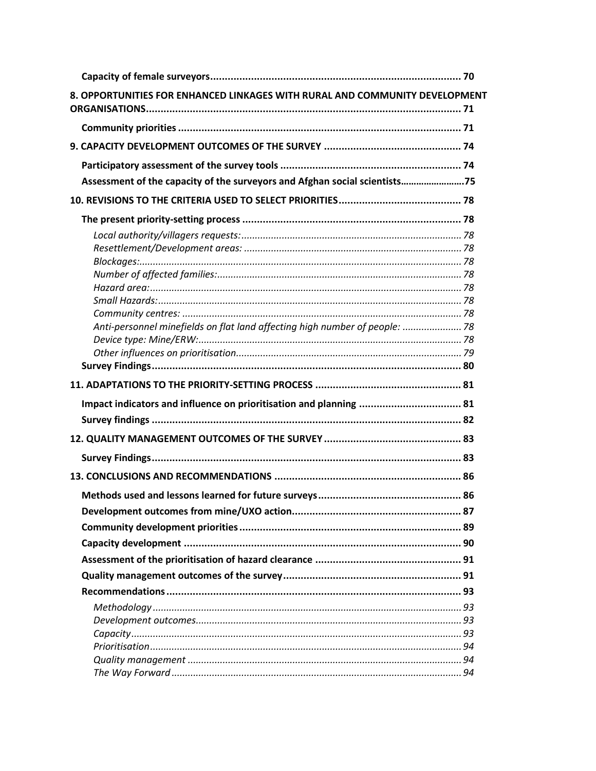**Capacity of female surveyors...................................................................................... 70**

**8. OPPORTUNITIES FOR ENHANCED LINKAGES WITH RURAL AND COMMUNITY DEVELOPMENT ORGANISATIONS......................................................................................................... 71**

**Community priorities ................................................................................................ 71**

**9. CAPACITY DEVELOPMENT OUTCOMES OF THE SURVEY ............................................... 74**

**Participatory assessment of the survey tools ............................................................. 74**

**Assessment of the capacity of the surveyors and Afghan social scientists......................75**

**10. REVISIONS TO THE CRITERIA USED TO SELECT PRIORITIES.......................................... 78**

**The present priority-setting process ........................................................................... 78**

*Local authority/villagers requests:................................................................................ 78*

*Resettlement/Development areas: ................................................................................ 78*

*Blockages:....................................................................................................................... 78*

*Number of affected families:.......................................................................................... 78*

*Hazard area:................................................................................................................... 78*

*Small Hazards:................................................................................................................ 78*

*Community centres: ....................................................................................................... 78*

*Anti-personnel minefields on flat land affecting high number of people: ...................... 78*

*Device type: Mine/ERW:................................................................................................. 78*

*Other influences on prioritisation................................................................................... 79*

**Survey Findings.......................................................................................................... 80**

**11. ADAPTATIONS TO THE PRIORITY-SETTING PROCESS .................................................. 81**

**Impact indicators and influence on prioritisation and planning .................................. 81**

**Survey findings .......................................................................................................... 82**

**12. QUALITY MANAGEMENT OUTCOMES OF THE SURVEY .............................................. 83**

**Survey Findings.......................................................................................................... 83**

**13. CONCLUSIONS AND RECOMMENDATIONS ................................................................ 86**

**Methods used and lessons learned for future surveys................................................. 86**

**Development outcomes from mine/UXO action......................................................... 87**

**Community development priorities............................................................................ 89**

**Capacity development ............................................................................................... 90**

**Assessment of the prioritisation of hazard clearance .................................................. 91**

**Quality management outcomes of the survey............................................................. 91**

**Recommendations..................................................................................................... 93**

*Methodology.................................................................................................................. 93*

*Development outcomes.................................................................................................. 93*

*Capacity......................................................................................................................... 93*

*Prioritisation................................................................................................................... 94*

*Quality management ..................................................................................................... 94*

*The Way Forward ........................................................................................................... 94*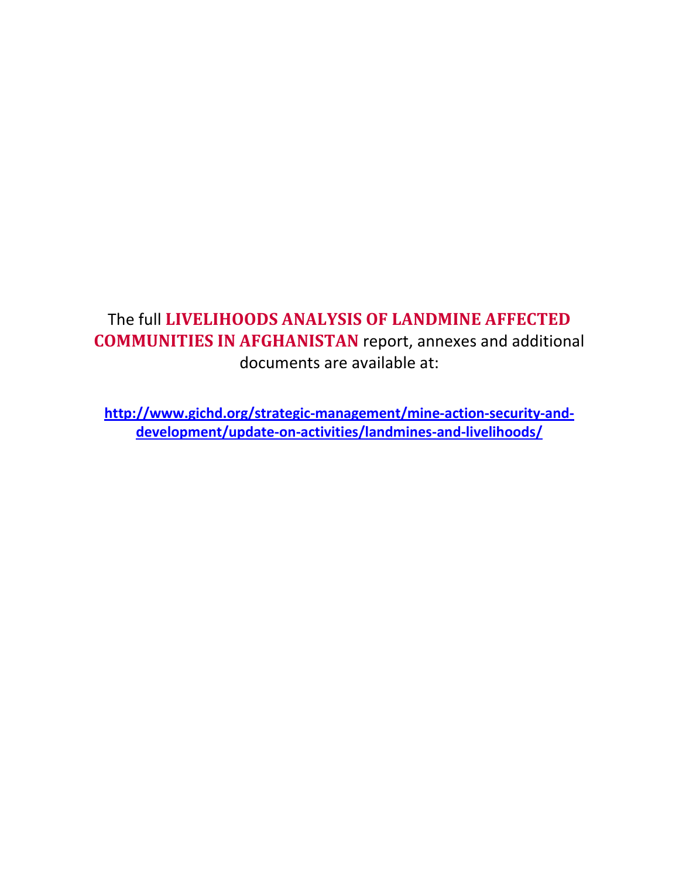The full **LIVELIHOODS ANALYSIS OF LANDMINE AFFECTED COMMUNITIES IN AFGHANISTAN** report, annexes and additional documents are available at:

**http://www.gichd.org/strategic-management/mine-action-security-and-development/update-on-activities/landmines-and-livelihoods/**